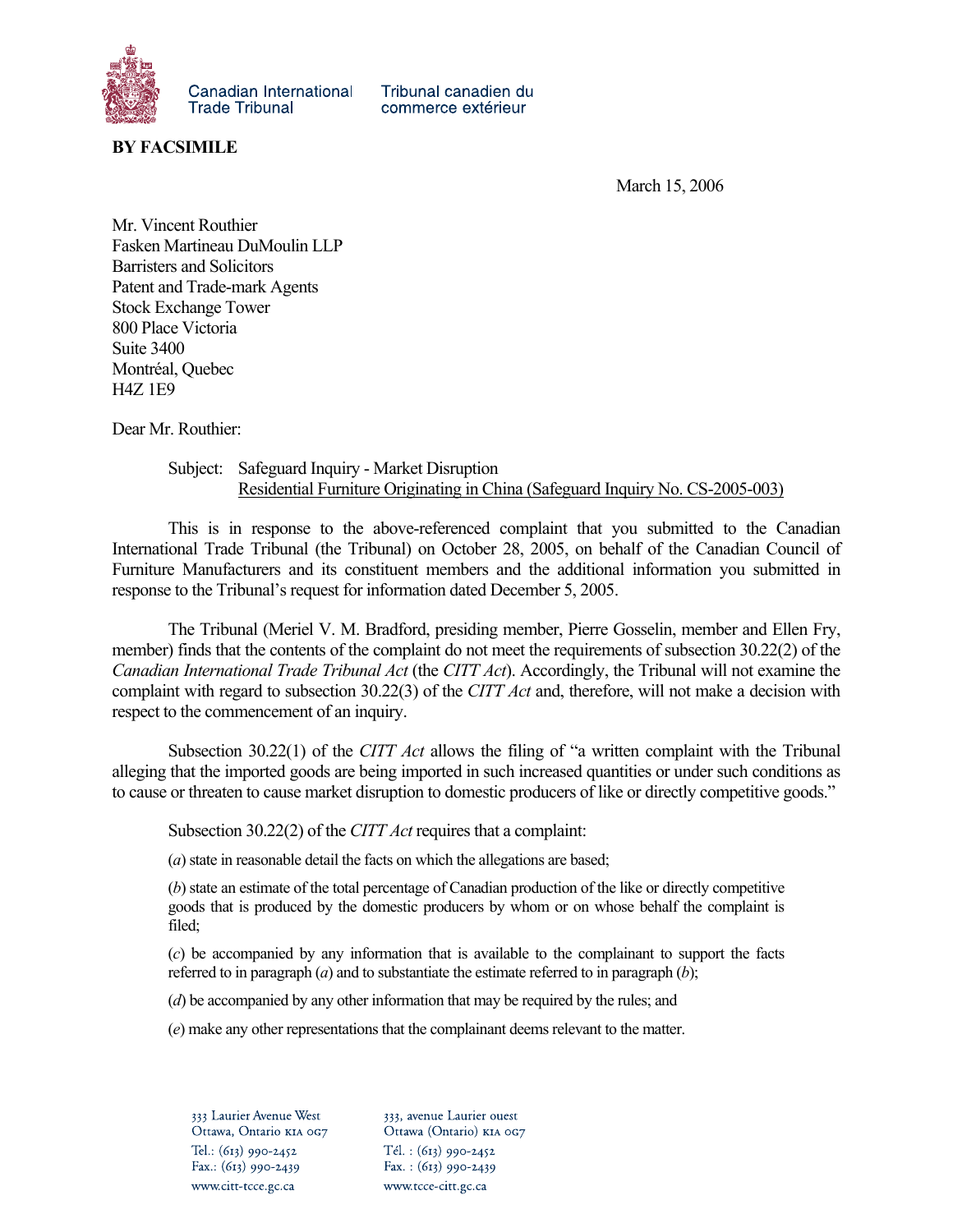Canadian International Trade Tribunal | Tribunal canadien du commerce extérieur

**BY FACSIMILE**

March 15, 2006

Mr. Vincent Routhier
Fasken Martineau DuMoulin LLP
Barristers and Solicitors
Patent and Trade-mark Agents
Stock Exchange Tower
800 Place Victoria
Suite 3400
Montréal, Quebec
H4Z 1E9

Dear Mr. Routhier:

Subject: Safeguard Inquiry - Market Disruption
Residential Furniture Originating in China (Safeguard Inquiry No. CS-2005-003)

This is in response to the above-referenced complaint that you submitted to the Canadian International Trade Tribunal (the Tribunal) on October 28, 2005, on behalf of the Canadian Council of Furniture Manufacturers and its constituent members and the additional information you submitted in response to the Tribunal's request for information dated December 5, 2005.

The Tribunal (Meriel V. M. Bradford, presiding member, Pierre Gosselin, member and Ellen Fry, member) finds that the contents of the complaint do not meet the requirements of subsection 30.22(2) of the *Canadian International Trade Tribunal Act* (the *CITT Act*). Accordingly, the Tribunal will not examine the complaint with regard to subsection 30.22(3) of the *CITT Act* and, therefore, will not make a decision with respect to the commencement of an inquiry.

Subsection 30.22(1) of the *CITT Act* allows the filing of "a written complaint with the Tribunal alleging that the imported goods are being imported in such increased quantities or under such conditions as to cause or threaten to cause market disruption to domestic producers of like or directly competitive goods."

Subsection 30.22(2) of the *CITT Act* requires that a complaint:

(*a*) state in reasonable detail the facts on which the allegations are based;

(*b*) state an estimate of the total percentage of Canadian production of the like or directly competitive goods that is produced by the domestic producers by whom or on whose behalf the complaint is filed;

(*c*) be accompanied by any information that is available to the complainant to support the facts referred to in paragraph (*a*) and to substantiate the estimate referred to in paragraph (*b*);

(*d*) be accompanied by any other information that may be required by the rules; and

(*e*) make any other representations that the complainant deems relevant to the matter.

333 Laurier Avenue West
Ottawa, Ontario K1A 0G7
Tel.: (613) 990-2452
Fax.: (613) 990-2439
www.citt-tcce.gc.ca

333, avenue Laurier ouest
Ottawa (Ontario) K1A 0G7
Tél. : (613) 990-2452
Fax. : (613) 990-2439
www.tcce-citt.gc.ca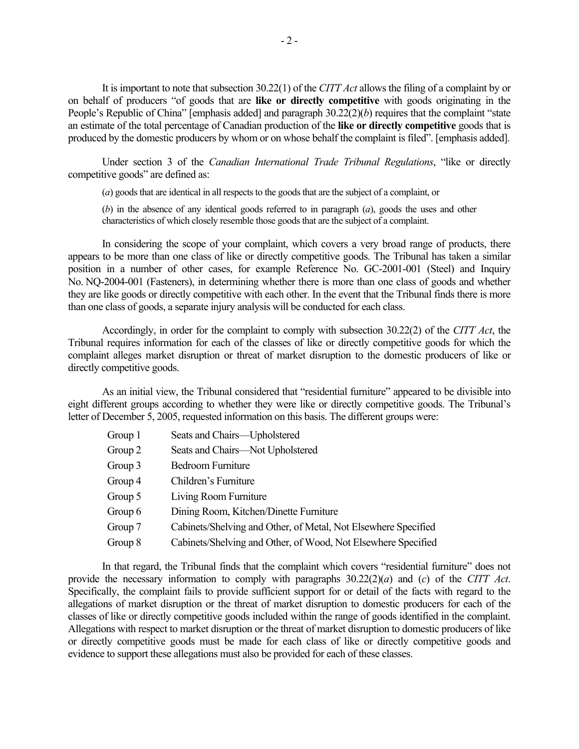It is important to note that subsection 30.22(1) of the *CITT Act* allows the filing of a complaint by or on behalf of producers "of goods that are **like or directly competitive** with goods originating in the People's Republic of China" [emphasis added] and paragraph 30.22(2)(*b*) requires that the complaint "state an estimate of the total percentage of Canadian production of the **like or directly competitive** goods that is produced by the domestic producers by whom or on whose behalf the complaint is filed". [emphasis added].

Under section 3 of the *Canadian International Trade Tribunal Regulations*, "like or directly competitive goods" are defined as:

> (*a*) goods that are identical in all respects to the goods that are the subject of a complaint, or
>
> (*b*) in the absence of any identical goods referred to in paragraph (*a*), goods the uses and other characteristics of which closely resemble those goods that are the subject of a complaint.

In considering the scope of your complaint, which covers a very broad range of products, there appears to be more than one class of like or directly competitive goods. The Tribunal has taken a similar position in a number of other cases, for example Reference No. GC-2001-001 (Steel) and Inquiry No. NQ-2004-001 (Fasteners), in determining whether there is more than one class of goods and whether they are like goods or directly competitive with each other. In the event that the Tribunal finds there is more than one class of goods, a separate injury analysis will be conducted for each class.

Accordingly, in order for the complaint to comply with subsection 30.22(2) of the *CITT Act*, the Tribunal requires information for each of the classes of like or directly competitive goods for which the complaint alleges market disruption or threat of market disruption to the domestic producers of like or directly competitive goods.

As an initial view, the Tribunal considered that "residential furniture" appeared to be divisible into eight different groups according to whether they were like or directly competitive goods. The Tribunal's letter of December 5, 2005, requested information on this basis. The different groups were:

- Group 1 Seats and Chairs—Upholstered
- Group 2 Seats and Chairs—Not Upholstered
- Group 3 Bedroom Furniture
- Group 4 Children's Furniture
- Group 5 Living Room Furniture
- Group 6 Dining Room, Kitchen/Dinette Furniture
- Group 7 Cabinets/Shelving and Other, of Metal, Not Elsewhere Specified
- Group 8 Cabinets/Shelving and Other, of Wood, Not Elsewhere Specified

In that regard, the Tribunal finds that the complaint which covers "residential furniture" does not provide the necessary information to comply with paragraphs 30.22(2)(*a*) and (*c*) of the *CITT Act*. Specifically, the complaint fails to provide sufficient support for or detail of the facts with regard to the allegations of market disruption or the threat of market disruption to domestic producers for each of the classes of like or directly competitive goods included within the range of goods identified in the complaint. Allegations with respect to market disruption or the threat of market disruption to domestic producers of like or directly competitive goods must be made for each class of like or directly competitive goods and evidence to support these allegations must also be provided for each of these classes.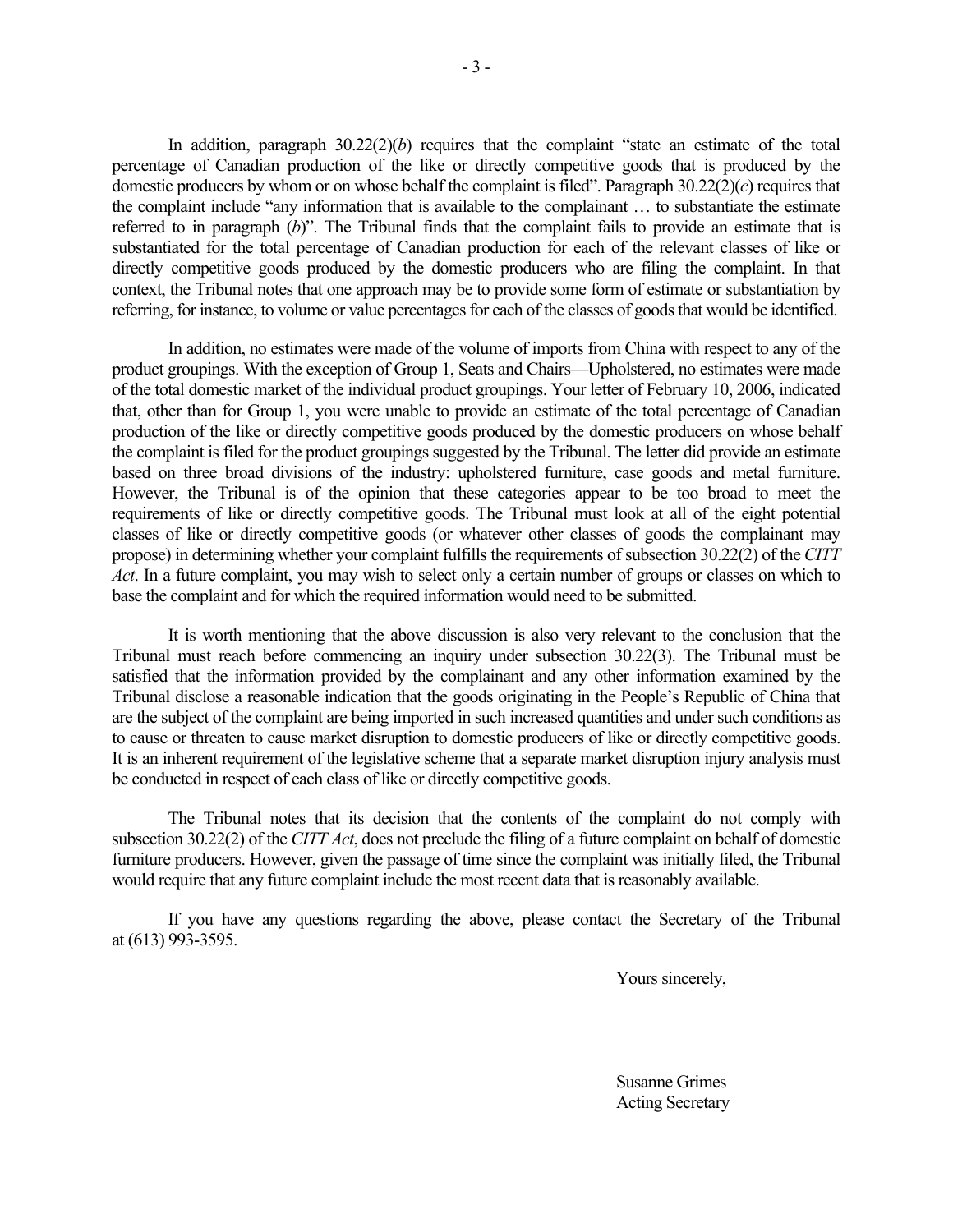In addition, paragraph 30.22(2)(*b*) requires that the complaint "state an estimate of the total percentage of Canadian production of the like or directly competitive goods that is produced by the domestic producers by whom or on whose behalf the complaint is filed". Paragraph 30.22(2)(*c*) requires that the complaint include "any information that is available to the complainant … to substantiate the estimate referred to in paragraph (*b*)". The Tribunal finds that the complaint fails to provide an estimate that is substantiated for the total percentage of Canadian production for each of the relevant classes of like or directly competitive goods produced by the domestic producers who are filing the complaint. In that context, the Tribunal notes that one approach may be to provide some form of estimate or substantiation by referring, for instance, to volume or value percentages for each of the classes of goods that would be identified.

In addition, no estimates were made of the volume of imports from China with respect to any of the product groupings. With the exception of Group 1, Seats and Chairs—Upholstered, no estimates were made of the total domestic market of the individual product groupings. Your letter of February 10, 2006, indicated that, other than for Group 1, you were unable to provide an estimate of the total percentage of Canadian production of the like or directly competitive goods produced by the domestic producers on whose behalf the complaint is filed for the product groupings suggested by the Tribunal. The letter did provide an estimate based on three broad divisions of the industry: upholstered furniture, case goods and metal furniture. However, the Tribunal is of the opinion that these categories appear to be too broad to meet the requirements of like or directly competitive goods. The Tribunal must look at all of the eight potential classes of like or directly competitive goods (or whatever other classes of goods the complainant may propose) in determining whether your complaint fulfills the requirements of subsection 30.22(2) of the *CITT Act*. In a future complaint, you may wish to select only a certain number of groups or classes on which to base the complaint and for which the required information would need to be submitted.

It is worth mentioning that the above discussion is also very relevant to the conclusion that the Tribunal must reach before commencing an inquiry under subsection 30.22(3). The Tribunal must be satisfied that the information provided by the complainant and any other information examined by the Tribunal disclose a reasonable indication that the goods originating in the People's Republic of China that are the subject of the complaint are being imported in such increased quantities and under such conditions as to cause or threaten to cause market disruption to domestic producers of like or directly competitive goods. It is an inherent requirement of the legislative scheme that a separate market disruption injury analysis must be conducted in respect of each class of like or directly competitive goods.

The Tribunal notes that its decision that the contents of the complaint do not comply with subsection 30.22(2) of the *CITT Act*, does not preclude the filing of a future complaint on behalf of domestic furniture producers. However, given the passage of time since the complaint was initially filed, the Tribunal would require that any future complaint include the most recent data that is reasonably available.

If you have any questions regarding the above, please contact the Secretary of the Tribunal at (613) 993-3595.

Yours sincerely,

Susanne Grimes
Acting Secretary